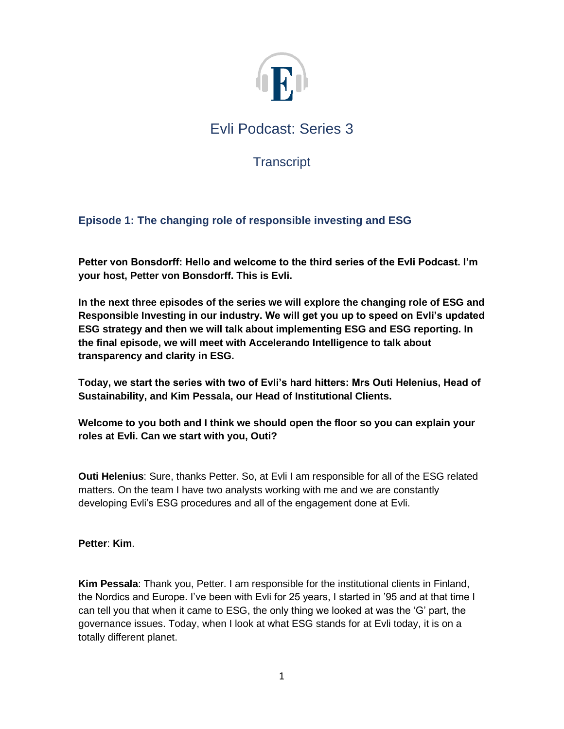# Evli Podcast: Series 3

## Transcript

### Episode 1: The changing role of responsible investing and ESG

**Petter von Bonsdorff: Hello and welcome to the third series of the Evli Podcast. I'm your host, Petter von Bonsdorff. This is Evli.**

**In the next three episodes of the series we will explore the changing role of ESG and Responsible Investing in our industry. We will get you up to speed on Evli's updated ESG strategy and then we will talk about implementing ESG and ESG reporting. In the final episode, we will meet with Accelerando Intelligence to talk about transparency and clarity in ESG.**

**Today, we start the series with two of Evli's hard hitters: Mrs Outi Helenius, Head of Sustainability, and Kim Pessala, our Head of Institutional Clients.**

**Welcome to you both and I think we should open the floor so you can explain your roles at Evli. Can we start with you, Outi?**

**Outi Helenius**: Sure, thanks Petter. So, at Evli I am responsible for all of the ESG related matters. On the team I have two analysts working with me and we are constantly developing Evli's ESG procedures and all of the engagement done at Evli.

**Petter**: **Kim**.

**Kim Pessala**: Thank you, Petter. I am responsible for the institutional clients in Finland, the Nordics and Europe. I've been with Evli for 25 years, I started in '95 and at that time I can tell you that when it came to ESG, the only thing we looked at was the 'G' part, the governance issues. Today, when I look at what ESG stands for at Evli today, it is on a totally different planet.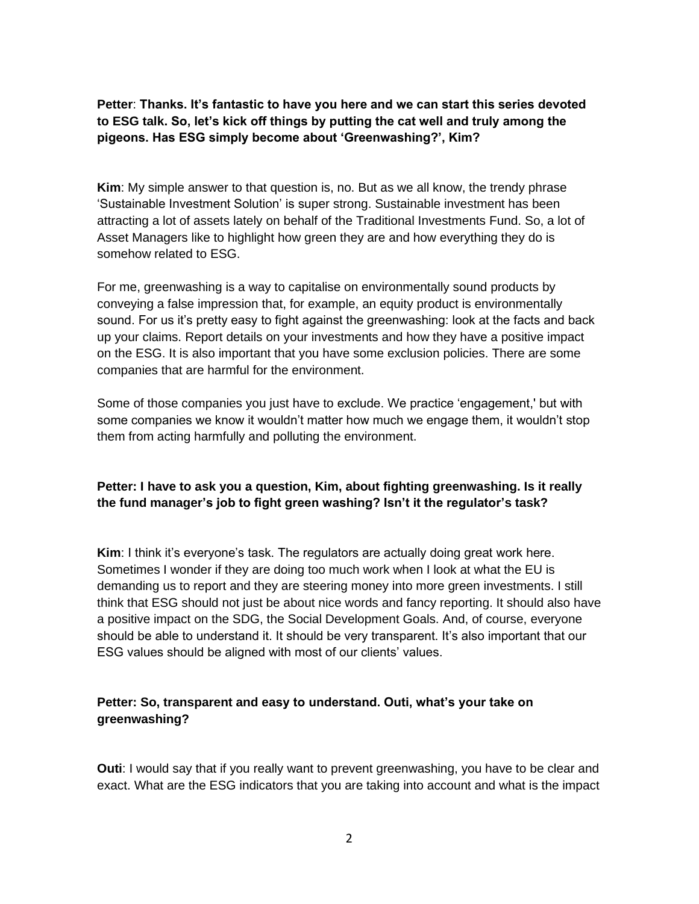**Petter**: **Thanks. It's fantastic to have you here and we can start this series devoted to ESG talk. So, let's kick off things by putting the cat well and truly among the pigeons. Has ESG simply become about 'Greenwashing?', Kim?**

**Kim**: My simple answer to that question is, no. But as we all know, the trendy phrase 'Sustainable Investment Solution' is super strong. Sustainable investment has been attracting a lot of assets lately on behalf of the Traditional Investments Fund. So, a lot of Asset Managers like to highlight how green they are and how everything they do is somehow related to ESG.

For me, greenwashing is a way to capitalise on environmentally sound products by conveying a false impression that, for example, an equity product is environmentally sound. For us it's pretty easy to fight against the greenwashing: look at the facts and back up your claims. Report details on your investments and how they have a positive impact on the ESG. It is also important that you have some exclusion policies. There are some companies that are harmful for the environment.

Some of those companies you just have to exclude. We practice 'engagement,' but with some companies we know it wouldn't matter how much we engage them, it wouldn't stop them from acting harmfully and polluting the environment.

**Petter: I have to ask you a question, Kim, about fighting greenwashing. Is it really the fund manager's job to fight green washing? Isn't it the regulator's task?**

**Kim**: I think it's everyone's task. The regulators are actually doing great work here. Sometimes I wonder if they are doing too much work when I look at what the EU is demanding us to report and they are steering money into more green investments. I still think that ESG should not just be about nice words and fancy reporting. It should also have a positive impact on the SDG, the Social Development Goals. And, of course, everyone should be able to understand it. It should be very transparent. It's also important that our ESG values should be aligned with most of our clients' values.

**Petter: So, transparent and easy to understand. Outi, what's your take on greenwashing?**

**Outi**: I would say that if you really want to prevent greenwashing, you have to be clear and exact. What are the ESG indicators that you are taking into account and what is the impact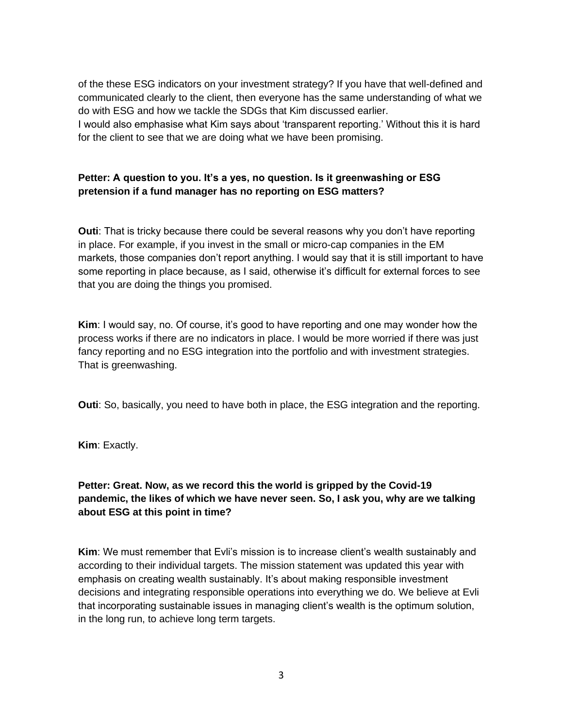of the these ESG indicators on your investment strategy? If you have that well-defined and communicated clearly to the client, then everyone has the same understanding of what we do with ESG and how we tackle the SDGs that Kim discussed earlier.
I would also emphasise what Kim says about 'transparent reporting.' Without this it is hard for the client to see that we are doing what we have been promising.

**Petter: A question to you. It's a yes, no question. Is it greenwashing or ESG pretension if a fund manager has no reporting on ESG matters?**

**Outi**: That is tricky because there could be several reasons why you don't have reporting in place. For example, if you invest in the small or micro-cap companies in the EM markets, those companies don't report anything. I would say that it is still important to have some reporting in place because, as I said, otherwise it's difficult for external forces to see that you are doing the things you promised.

**Kim**: I would say, no. Of course, it's good to have reporting and one may wonder how the process works if there are no indicators in place. I would be more worried if there was just fancy reporting and no ESG integration into the portfolio and with investment strategies. That is greenwashing.

**Outi**: So, basically, you need to have both in place, the ESG integration and the reporting.

**Kim**: Exactly.

**Petter: Great. Now, as we record this the world is gripped by the Covid-19 pandemic, the likes of which we have never seen. So, I ask you, why are we talking about ESG at this point in time?**

**Kim**: We must remember that Evli's mission is to increase client's wealth sustainably and according to their individual targets. The mission statement was updated this year with emphasis on creating wealth sustainably. It's about making responsible investment decisions and integrating responsible operations into everything we do. We believe at Evli that incorporating sustainable issues in managing client's wealth is the optimum solution, in the long run, to achieve long term targets.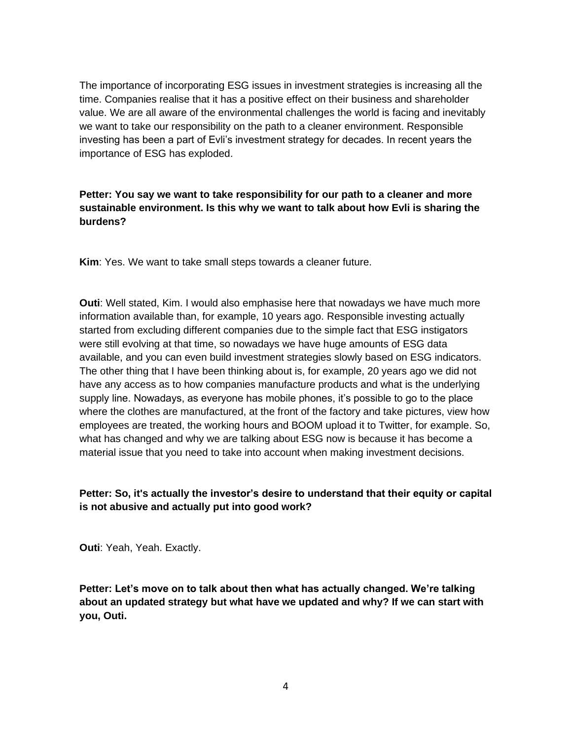The importance of incorporating ESG issues in investment strategies is increasing all the time. Companies realise that it has a positive effect on their business and shareholder value. We are all aware of the environmental challenges the world is facing and inevitably we want to take our responsibility on the path to a cleaner environment. Responsible investing has been a part of Evli's investment strategy for decades. In recent years the importance of ESG has exploded.

**Petter: You say we want to take responsibility for our path to a cleaner and more sustainable environment. Is this why we want to talk about how Evli is sharing the burdens?**

**Kim**: Yes. We want to take small steps towards a cleaner future.

**Outi**: Well stated, Kim. I would also emphasise here that nowadays we have much more information available than, for example, 10 years ago. Responsible investing actually started from excluding different companies due to the simple fact that ESG instigators were still evolving at that time, so nowadays we have huge amounts of ESG data available, and you can even build investment strategies slowly based on ESG indicators. The other thing that I have been thinking about is, for example, 20 years ago we did not have any access as to how companies manufacture products and what is the underlying supply line. Nowadays, as everyone has mobile phones, it's possible to go to the place where the clothes are manufactured, at the front of the factory and take pictures, view how employees are treated, the working hours and BOOM upload it to Twitter, for example. So, what has changed and why we are talking about ESG now is because it has become a material issue that you need to take into account when making investment decisions.

**Petter: So, it's actually the investor's desire to understand that their equity or capital is not abusive and actually put into good work?**

**Outi**: Yeah, Yeah. Exactly.

**Petter: Let's move on to talk about then what has actually changed. We're talking about an updated strategy but what have we updated and why? If we can start with you, Outi.**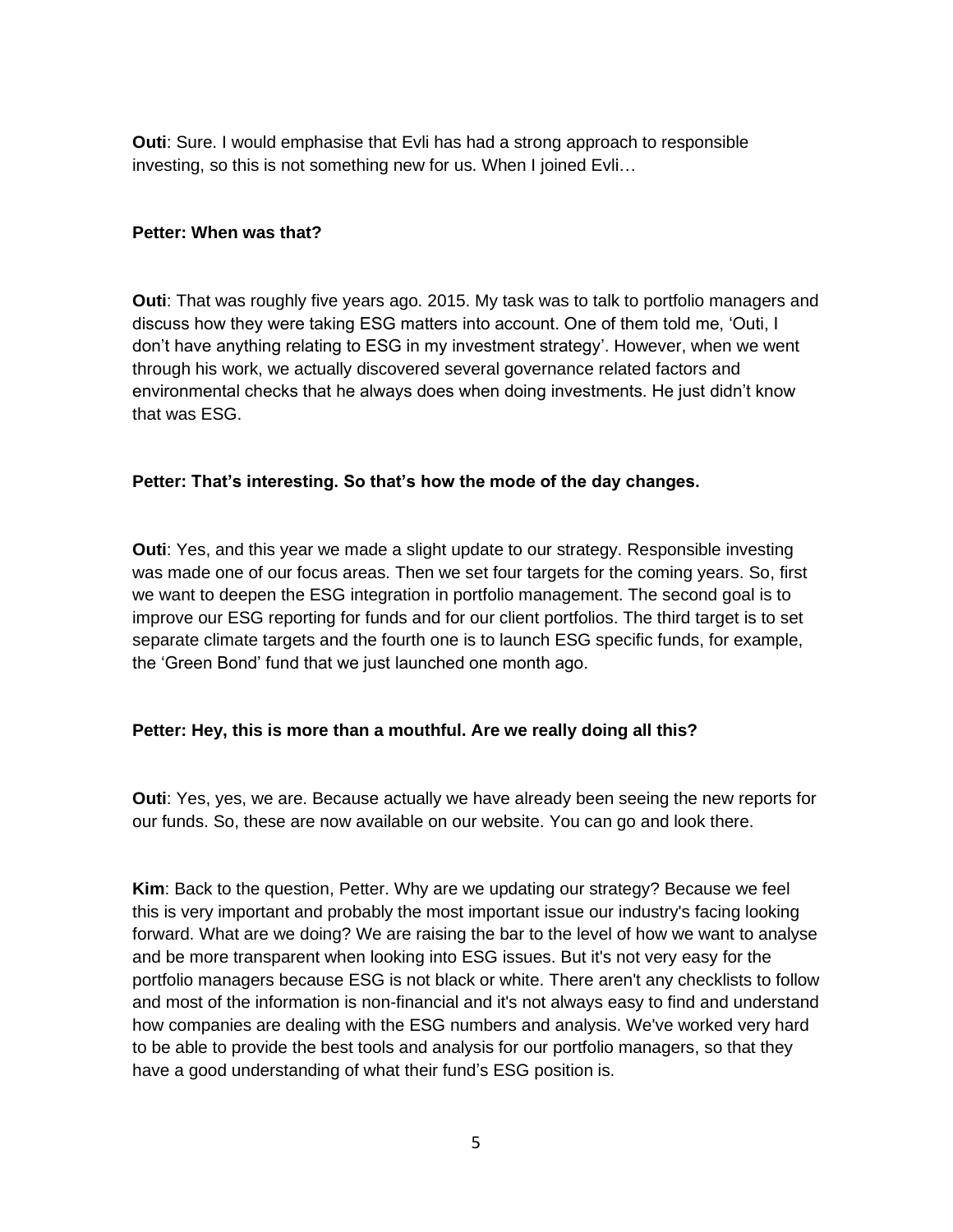**Outi**: Sure. I would emphasise that Evli has had a strong approach to responsible investing, so this is not something new for us. When I joined Evli…

**Petter: When was that?**

**Outi**: That was roughly five years ago. 2015. My task was to talk to portfolio managers and discuss how they were taking ESG matters into account. One of them told me, 'Outi, I don't have anything relating to ESG in my investment strategy'. However, when we went through his work, we actually discovered several governance related factors and environmental checks that he always does when doing investments. He just didn't know that was ESG.

**Petter: That's interesting. So that's how the mode of the day changes.**

**Outi**: Yes, and this year we made a slight update to our strategy. Responsible investing was made one of our focus areas. Then we set four targets for the coming years. So, first we want to deepen the ESG integration in portfolio management. The second goal is to improve our ESG reporting for funds and for our client portfolios. The third target is to set separate climate targets and the fourth one is to launch ESG specific funds, for example, the 'Green Bond' fund that we just launched one month ago.

**Petter: Hey, this is more than a mouthful. Are we really doing all this?**

**Outi**: Yes, yes, we are. Because actually we have already been seeing the new reports for our funds. So, these are now available on our website. You can go and look there.

**Kim**: Back to the question, Petter. Why are we updating our strategy? Because we feel this is very important and probably the most important issue our industry's facing looking forward. What are we doing? We are raising the bar to the level of how we want to analyse and be more transparent when looking into ESG issues. But it's not very easy for the portfolio managers because ESG is not black or white. There aren't any checklists to follow and most of the information is non-financial and it's not always easy to find and understand how companies are dealing with the ESG numbers and analysis. We've worked very hard to be able to provide the best tools and analysis for our portfolio managers, so that they have a good understanding of what their fund's ESG position is.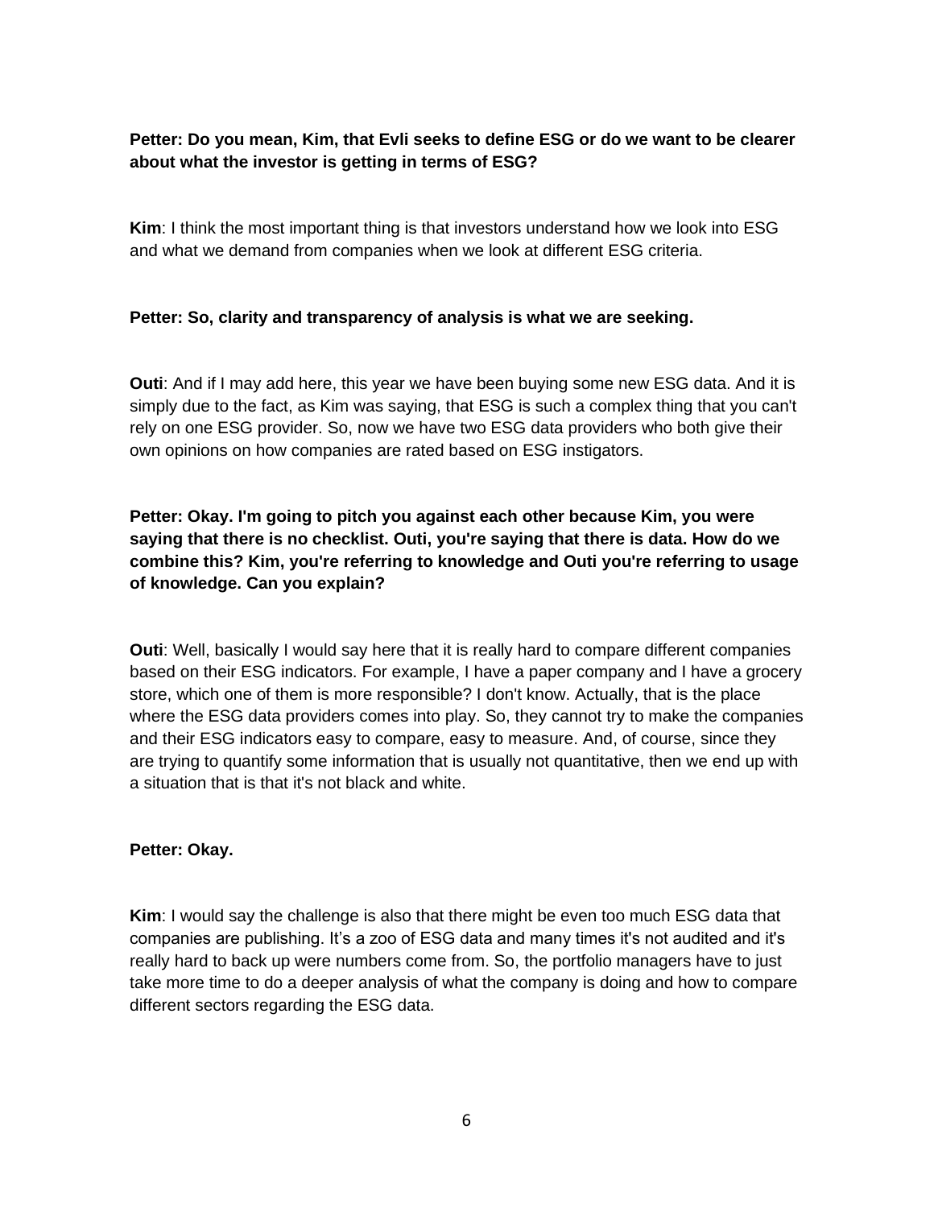**Petter: Do you mean, Kim, that Evli seeks to define ESG or do we want to be clearer about what the investor is getting in terms of ESG?**

**Kim**: I think the most important thing is that investors understand how we look into ESG and what we demand from companies when we look at different ESG criteria.

**Petter: So, clarity and transparency of analysis is what we are seeking.**

**Outi**: And if I may add here, this year we have been buying some new ESG data. And it is simply due to the fact, as Kim was saying, that ESG is such a complex thing that you can't rely on one ESG provider. So, now we have two ESG data providers who both give their own opinions on how companies are rated based on ESG instigators.

**Petter: Okay. I'm going to pitch you against each other because Kim, you were saying that there is no checklist. Outi, you're saying that there is data. How do we combine this? Kim, you're referring to knowledge and Outi you're referring to usage of knowledge. Can you explain?**

**Outi**: Well, basically I would say here that it is really hard to compare different companies based on their ESG indicators. For example, I have a paper company and I have a grocery store, which one of them is more responsible? I don't know. Actually, that is the place where the ESG data providers comes into play. So, they cannot try to make the companies and their ESG indicators easy to compare, easy to measure. And, of course, since they are trying to quantify some information that is usually not quantitative, then we end up with a situation that is that it's not black and white.

**Petter: Okay.**

**Kim**: I would say the challenge is also that there might be even too much ESG data that companies are publishing. It's a zoo of ESG data and many times it's not audited and it's really hard to back up were numbers come from. So, the portfolio managers have to just take more time to do a deeper analysis of what the company is doing and how to compare different sectors regarding the ESG data.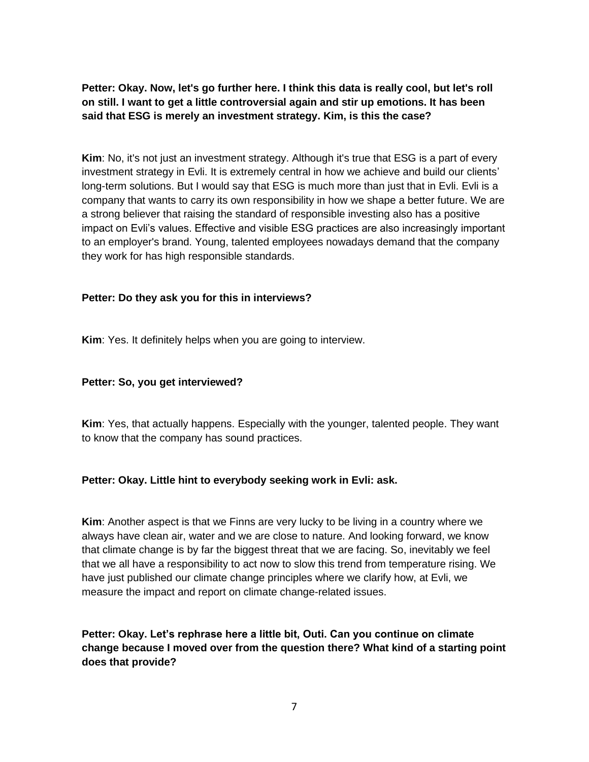**Petter: Okay. Now, let's go further here. I think this data is really cool, but let's roll on still. I want to get a little controversial again and stir up emotions. It has been said that ESG is merely an investment strategy. Kim, is this the case?**

**Kim**: No, it's not just an investment strategy. Although it's true that ESG is a part of every investment strategy in Evli. It is extremely central in how we achieve and build our clients' long-term solutions. But I would say that ESG is much more than just that in Evli. Evli is a company that wants to carry its own responsibility in how we shape a better future. We are a strong believer that raising the standard of responsible investing also has a positive impact on Evli's values. Effective and visible ESG practices are also increasingly important to an employer's brand. Young, talented employees nowadays demand that the company they work for has high responsible standards.

**Petter: Do they ask you for this in interviews?**

**Kim**: Yes. It definitely helps when you are going to interview.

**Petter: So, you get interviewed?**

**Kim**: Yes, that actually happens. Especially with the younger, talented people. They want to know that the company has sound practices.

**Petter: Okay. Little hint to everybody seeking work in Evli: ask.**

**Kim**: Another aspect is that we Finns are very lucky to be living in a country where we always have clean air, water and we are close to nature. And looking forward, we know that climate change is by far the biggest threat that we are facing. So, inevitably we feel that we all have a responsibility to act now to slow this trend from temperature rising. We have just published our climate change principles where we clarify how, at Evli, we measure the impact and report on climate change-related issues.

**Petter: Okay. Let's rephrase here a little bit, Outi. Can you continue on climate change because I moved over from the question there? What kind of a starting point does that provide?**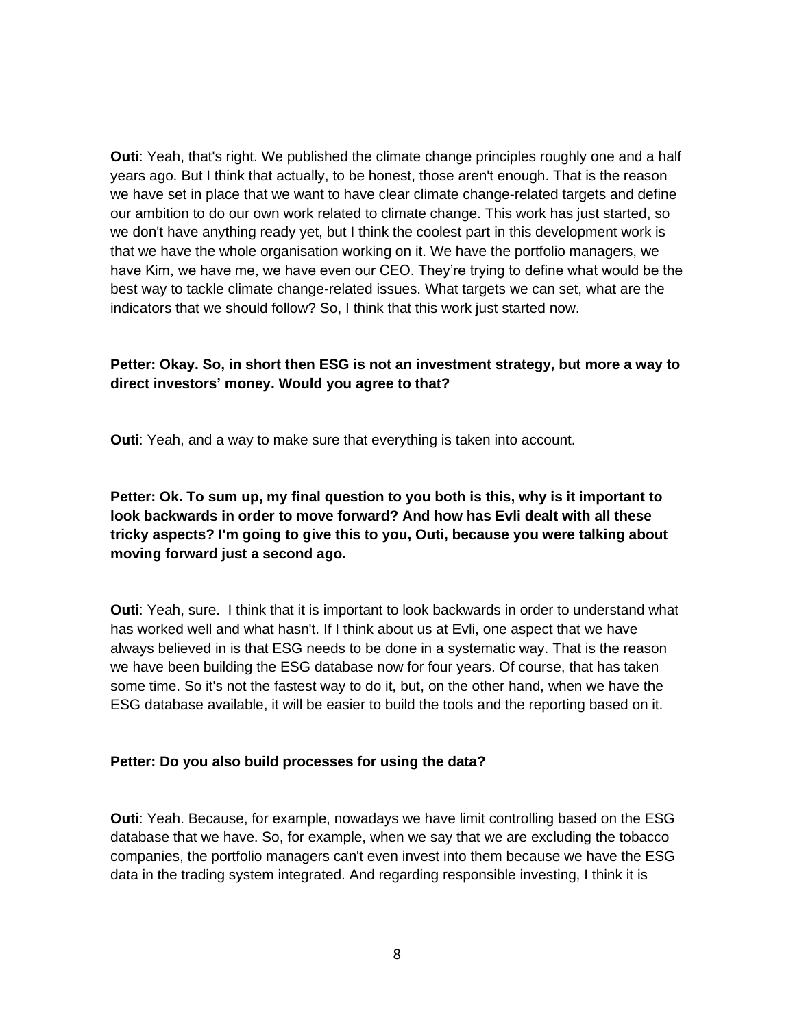**Outti**: Yeah, that's right. We published the climate change principles roughly one and a half years ago. But I think that actually, to be honest, those aren't enough. That is the reason we have set in place that we want to have clear climate change-related targets and define our ambition to do our own work related to climate change. This work has just started, so we don't have anything ready yet, but I think the coolest part in this development work is that we have the whole organisation working on it. We have the portfolio managers, we have Kim, we have me, we have even our CEO. They're trying to define what would be the best way to tackle climate change-related issues. What targets we can set, what are the indicators that we should follow? So, I think that this work just started now.

**Petter: Okay. So, in short then ESG is not an investment strategy, but more a way to direct investors' money. Would you agree to that?**

**Outti**: Yeah, and a way to make sure that everything is taken into account.

**Petter: Ok. To sum up, my final question to you both is this, why is it important to look backwards in order to move forward? And how has Evli dealt with all these tricky aspects? I'm going to give this to you, Outti, because you were talking about moving forward just a second ago.**

**Outti**: Yeah, sure. I think that it is important to look backwards in order to understand what has worked well and what hasn't. If I think about us at Evli, one aspect that we have always believed in is that ESG needs to be done in a systematic way. That is the reason we have been building the ESG database now for four years. Of course, that has taken some time. So it's not the fastest way to do it, but, on the other hand, when we have the ESG database available, it will be easier to build the tools and the reporting based on it.

**Petter: Do you also build processes for using the data?**

**Outti**: Yeah. Because, for example, nowadays we have limit controlling based on the ESG database that we have. So, for example, when we say that we are excluding the tobacco companies, the portfolio managers can't even invest into them because we have the ESG data in the trading system integrated. And regarding responsible investing, I think it is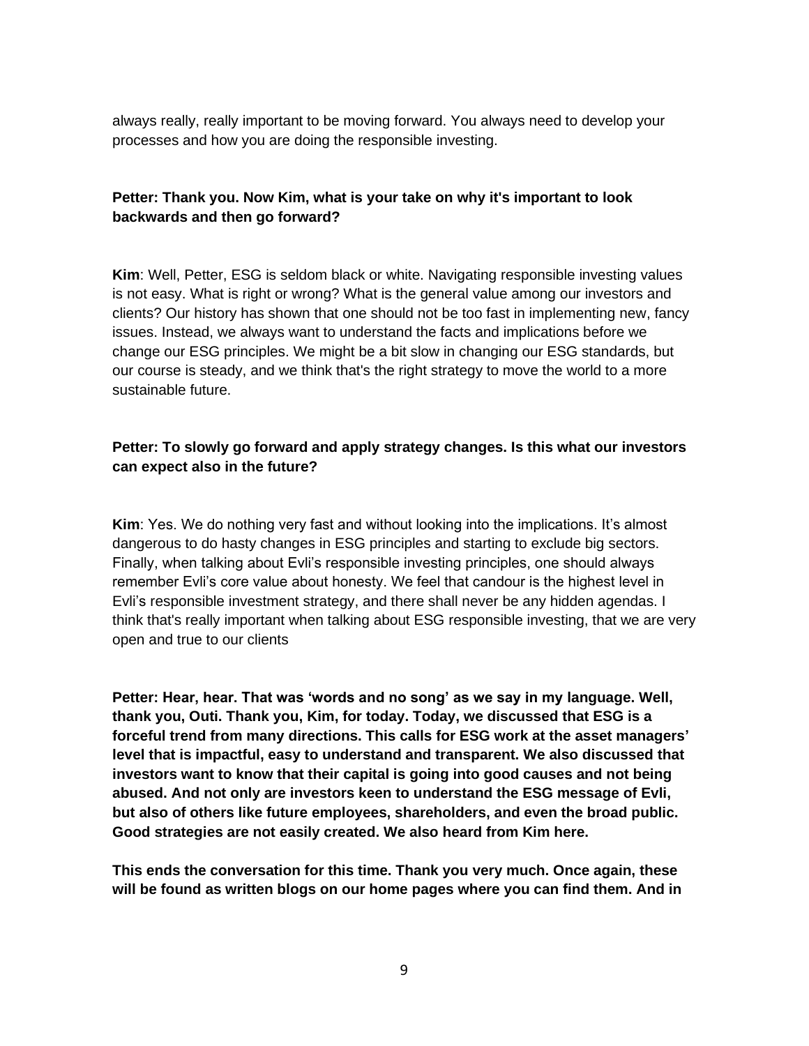always really, really important to be moving forward. You always need to develop your processes and how you are doing the responsible investing.

**Petter: Thank you. Now Kim, what is your take on why it's important to look backwards and then go forward?**

**Kim**: Well, Petter, ESG is seldom black or white. Navigating responsible investing values is not easy. What is right or wrong? What is the general value among our investors and clients? Our history has shown that one should not be too fast in implementing new, fancy issues. Instead, we always want to understand the facts and implications before we change our ESG principles. We might be a bit slow in changing our ESG standards, but our course is steady, and we think that's the right strategy to move the world to a more sustainable future.

**Petter: To slowly go forward and apply strategy changes. Is this what our investors can expect also in the future?**

**Kim**: Yes. We do nothing very fast and without looking into the implications. It's almost dangerous to do hasty changes in ESG principles and starting to exclude big sectors. Finally, when talking about Evli's responsible investing principles, one should always remember Evli's core value about honesty. We feel that candour is the highest level in Evli's responsible investment strategy, and there shall never be any hidden agendas. I think that's really important when talking about ESG responsible investing, that we are very open and true to our clients

**Petter: Hear, hear. That was 'words and no song' as we say in my language. Well, thank you, Outi. Thank you, Kim, for today. Today, we discussed that ESG is a forceful trend from many directions. This calls for ESG work at the asset managers' level that is impactful, easy to understand and transparent. We also discussed that investors want to know that their capital is going into good causes and not being abused. And not only are investors keen to understand the ESG message of Evli, but also of others like future employees, shareholders, and even the broad public. Good strategies are not easily created. We also heard from Kim here.**

**This ends the conversation for this time. Thank you very much. Once again, these will be found as written blogs on our home pages where you can find them. And in**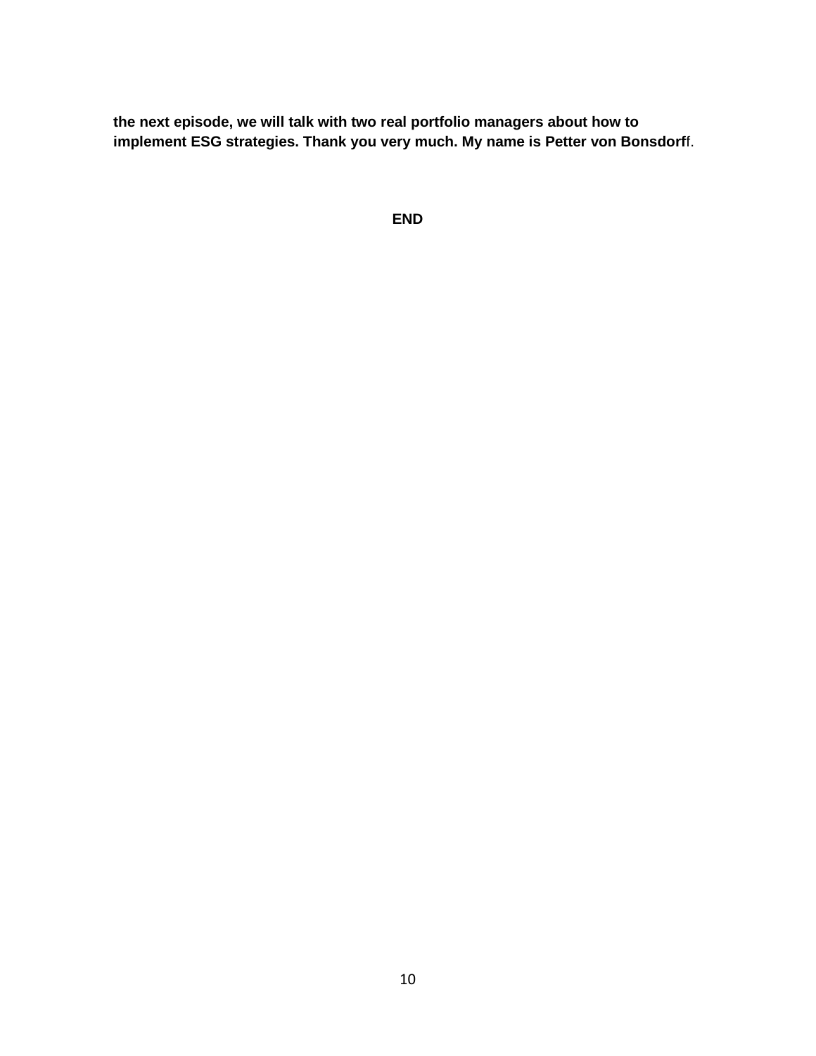**the next episode, we will talk with two real portfolio managers about how to implement ESG strategies. Thank you very much. My name is Petter von Bonsdorf**f.

**END**